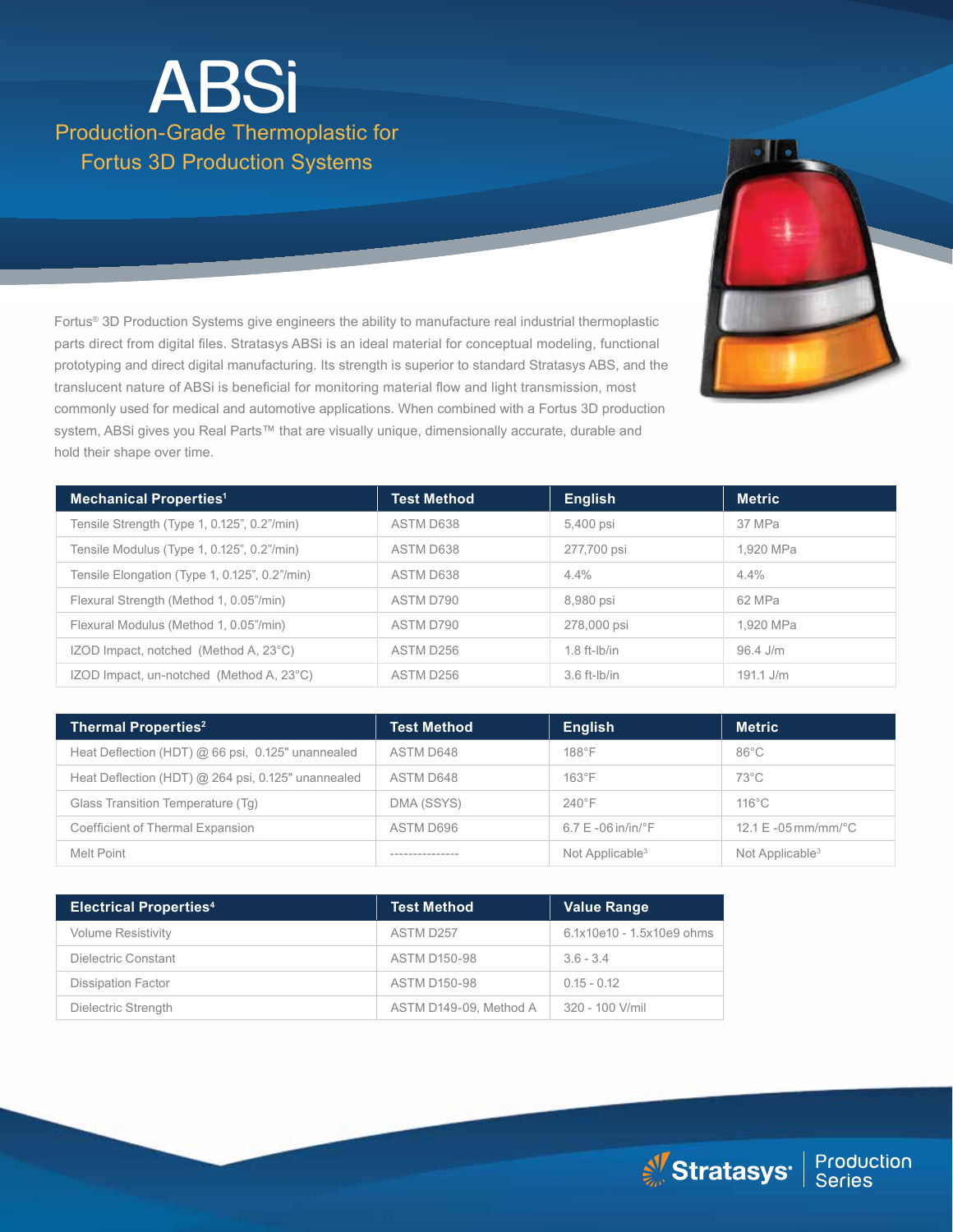# ABSi

## Production-Grade Thermoplastic for Fortus 3D Production Systems

Fortus® 3D Production Systems give engineers the ability to manufacture real industrial thermoplastic parts direct from digital files. Stratasys ABSi is an ideal material for conceptual modeling, functional prototyping and direct digital manufacturing. Its strength is superior to standard Stratasys ABS, and the translucent nature of ABSi is beneficial for monitoring material flow and light transmission, most commonly used for medical and automotive applications. When combined with a Fortus 3D production system, ABSi gives you Real Parts™ that are visually unique, dimensionally accurate, durable and hold their shape over time.

| Mechanical Properties[1] | Test Method | English | Metric |
|---|---|---|---|
| Tensile Strength (Type 1, 0.125", 0.2"/min) | ASTM D638 | 5,400 psi | 37 MPa |
| Tensile Modulus (Type 1, 0.125", 0.2"/min) | ASTM D638 | 277,700 psi | 1,920 MPa |
| Tensile Elongation (Type 1, 0.125", 0.2"/min) | ASTM D638 | 4.4% | 4.4% |
| Flexural Strength (Method 1, 0.05"/min) | ASTM D790 | 8,980 psi | 62 MPa |
| Flexural Modulus (Method 1, 0.05"/min) | ASTM D790 | 278,000 psi | 1,920 MPa |
| IZOD Impact, notched (Method A, 23°C) | ASTM D256 | 1.8 ft-lb/in | 96.4 J/m |
| IZOD Impact, un-notched (Method A, 23°C) | ASTM D256 | 3.6 ft-lb/in | 191.1 J/m |

| Thermal Properties[2] | Test Method | English | Metric |
|---|---|---|---|
| Heat Deflection (HDT) @ 66 psi, 0.125" unannealed | ASTM D648 | 188°F | 86°C |
| Heat Deflection (HDT) @ 264 psi, 0.125" unannealed | ASTM D648 | 163°F | 73°C |
| Glass Transition Temperature (Tg) | DMA (SSYS) | 240°F | 116°C |
| Coefficient of Thermal Expansion | ASTM D696 | 6.7 E -06 in/in/°F | 12.1 E -05 mm/mm/°C |
| Melt Point | --------------- | Not Applicable[3] | Not Applicable[3] |

| Electrical Properties[4] | Test Method | Value Range |
|---|---|---|
| Volume Resistivity | ASTM D257 | 6.1x10e10 - 1.5x10e9 ohms |
| Dielectric Constant | ASTM D150-98 | 3.6 - 3.4 |
| Dissipation Factor | ASTM D150-98 | 0.15 - 0.12 |
| Dielectric Strength | ASTM D149-09, Method A | 320 - 100 V/mil |

Stratasys | Production Series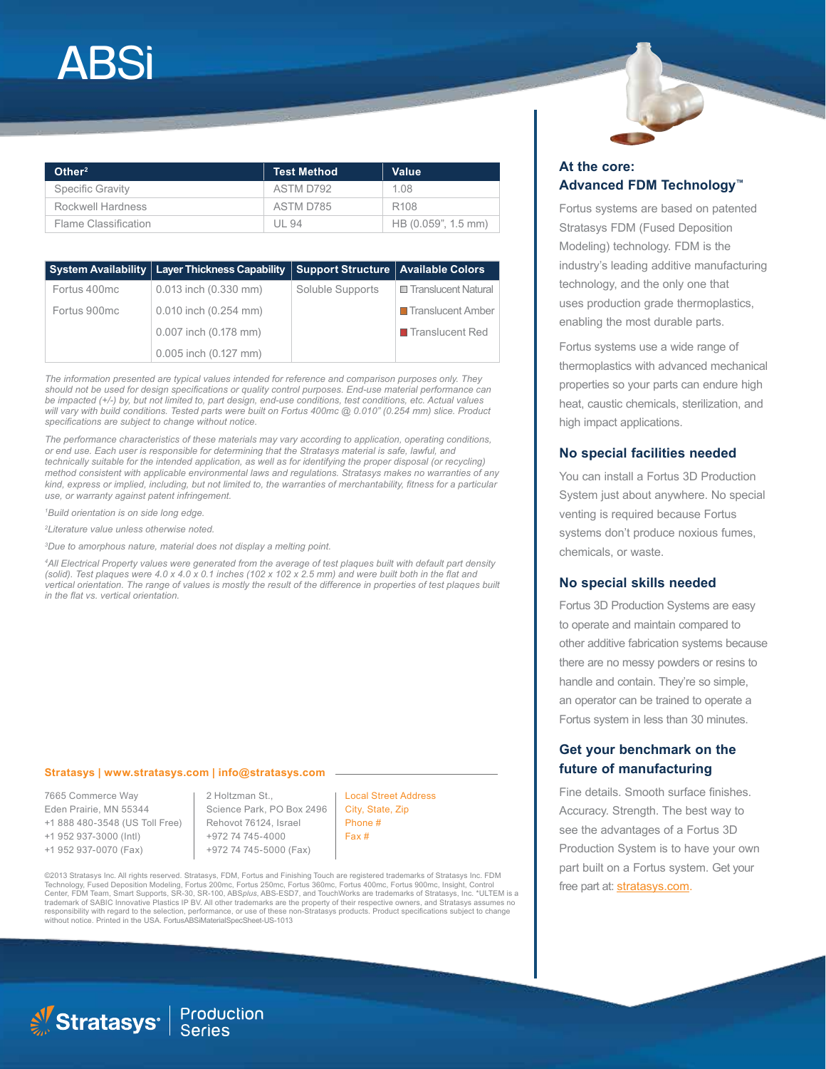# ABSi

| Other[2] | Test Method | Value |
|---|---|---|
| Specific Gravity | ASTM D792 | 1.08 |
| Rockwell Hardness | ASTM D785 | R108 |
| Flame Classification | UL 94 | HB (0.059", 1.5 mm) |

| System Availability | Layer Thickness Capability | Support Structure | Available Colors |
|---|---|---|---|
| Fortus 400mc | 0.013 inch (0.330 mm) | Soluble Supports | Translucent Natural |
| Fortus 900mc | 0.010 inch (0.254 mm) | | Translucent Amber |
| | 0.007 inch (0.178 mm) | | Translucent Red |
| | 0.005 inch (0.127 mm) | | |

*The information presented are typical values intended for reference and comparison purposes only. They should not be used for design specifications or quality control purposes. End-use material performance can be impacted (+/-) by, but not limited to, part design, end-use conditions, test conditions, etc. Actual values will vary with build conditions. Tested parts were built on Fortus 400mc @ 0.010" (0.254 mm) slice. Product specifications are subject to change without notice.*

*The performance characteristics of these materials may vary according to application, operating conditions, or end use. Each user is responsible for determining that the Stratasys material is safe, lawful, and technically suitable for the intended application, as well as for identifying the proper disposal (or recycling) method consistent with applicable environmental laws and regulations. Stratasys makes no warranties of any kind, express or implied, including, but not limited to, the warranties of merchantability, fitness for a particular use, or warranty against patent infringement.*

*[1]Build orientation is on side long edge.*

*[2]Literature value unless otherwise noted.*

*[3]Due to amorphous nature, material does not display a melting point.*

*[4]All Electrical Property values were generated from the average of test plaques built with default part density (solid). Test plaques were 4.0 x 4.0 x 0.1 inches (102 x 102 x 2.5 mm) and were built both in the flat and vertical orientation. The range of values is mostly the result of the difference in properties of test plaques built in the flat vs. vertical orientation.*

## At the core: Advanced FDM Technology™

Fortus systems are based on patented Stratasys FDM (Fused Deposition Modeling) technology. FDM is the industry's leading additive manufacturing technology, and the only one that uses production grade thermoplastics, enabling the most durable parts.

Fortus systems use a wide range of thermoplastics with advanced mechanical properties so your parts can endure high heat, caustic chemicals, sterilization, and high impact applications.

## No special facilities needed

You can install a Fortus 3D Production System just about anywhere. No special venting is required because Fortus systems don't produce noxious fumes, chemicals, or waste.

## No special skills needed

Fortus 3D Production Systems are easy to operate and maintain compared to other additive fabrication systems because there are no messy powders or resins to handle and contain. They're so simple, an operator can be trained to operate a Fortus system in less than 30 minutes.

## Get your benchmark on the future of manufacturing

Fine details. Smooth surface finishes. Accuracy. Strength. The best way to see the advantages of a Fortus 3D Production System is to have your own part built on a Fortus system. Get your free part at: stratasys.com.

**Stratasys | www.stratasys.com | info@stratasys.com**

7665 Commerce Way
Eden Prairie, MN 55344
+1 888 480-3548 (US Toll Free)
+1 952 937-3000 (Intl)
+1 952 937-0070 (Fax)

2 Holtzman St.,
Science Park, PO Box 2496
Rehovot 76124, Israel
+972 74 745-4000
+972 74 745-5000 (Fax)

Local Street Address
City, State, Zip
Phone #
Fax #

©2013 Stratasys Inc. All rights reserved. Stratasys, FDM, Fortus and Finishing Touch are registered trademarks of Stratasys Inc. FDM Technology, Fused Deposition Modeling, Fortus 200mc, Fortus 250mc, Fortus 360mc, Fortus 400mc, Fortus 900mc, Insight, Control Center, FDM Team, Smart Supports, SR-30, SR-100, ABS*plus*, ABS-ESD7, and TouchWorks are trademarks of Stratasys, Inc. *ULTEM is a trademark of SABIC Innovative Plastics IP BV. All other trademarks are the property of their respective owners, and Stratasys assumes no responsibility with regard to the selection, performance, or use of these non-Stratasys products. Product specifications subject to change without notice. Printed in the USA. FortusABSiMaterialSpecSheet-US-1013

Stratasys | Production Series